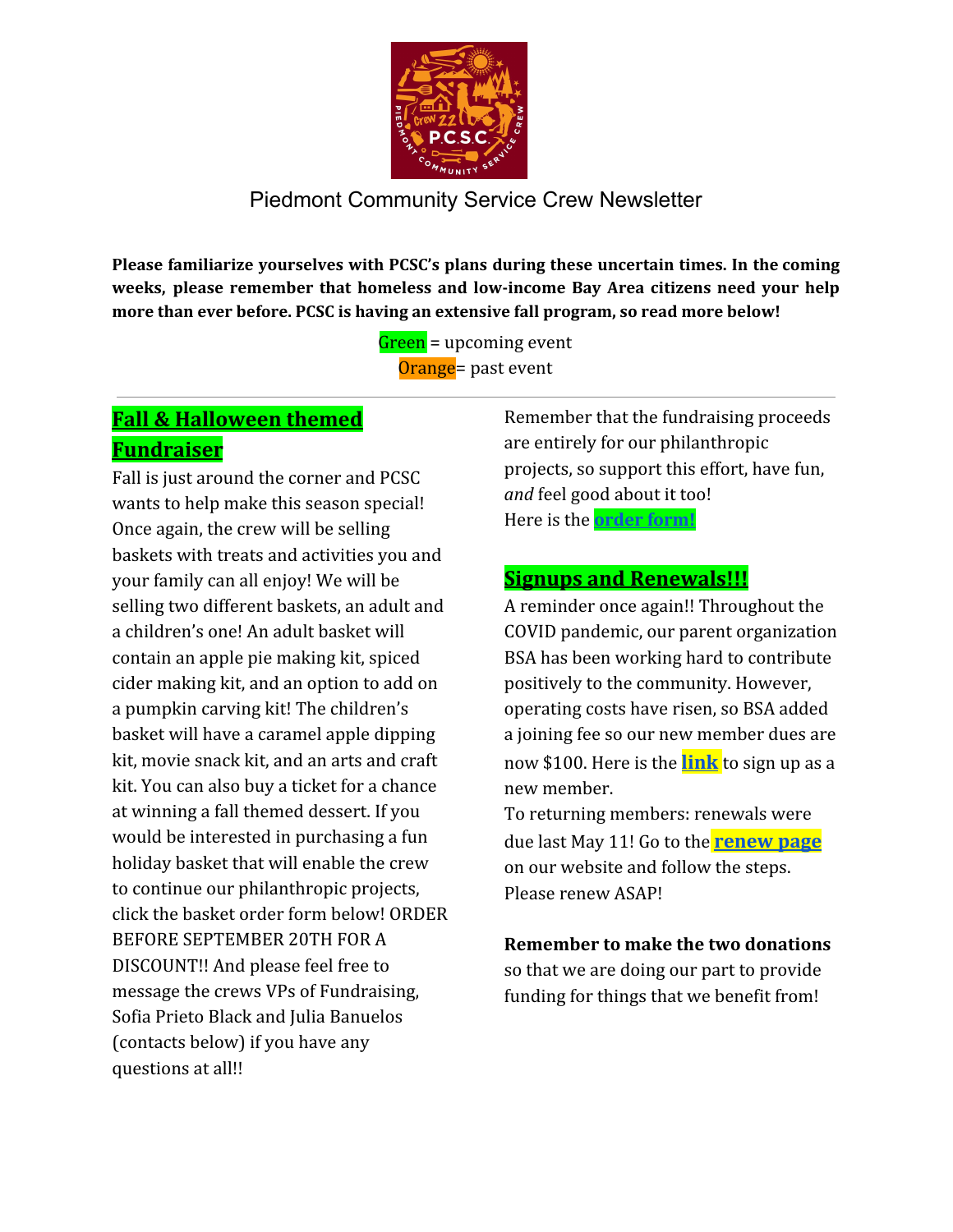# Piedmont Community Service Crew Newsletter

**Please familiarize yourselves with PCSC's plans during these uncertain times. In the coming weeks, please remember that homeless and low-income Bay Area citizens need your help more than ever before. PCSC is having an extensive fall program, so read more below!**

Green = upcoming event
Orange= past event

---

## Fall & Halloween themed Fundraiser

Fall is just around the corner and PCSC wants to help make this season special! Once again, the crew will be selling baskets with treats and activities you and your family can all enjoy! We will be selling two different baskets, an adult and a children's one! An adult basket will contain an apple pie making kit, spiced cider making kit, and an option to add on a pumpkin carving kit! The children's basket will have a caramel apple dipping kit, movie snack kit, and an arts and craft kit. You can also buy a ticket for a chance at winning a fall themed dessert. If you would be interested in purchasing a fun holiday basket that will enable the crew to continue our philanthropic projects, click the basket order form below! ORDER BEFORE SEPTEMBER 20TH FOR A DISCOUNT!! And please feel free to message the crews VPs of Fundraising, Sofia Prieto Black and Julia Banuelos (contacts below) if you have any questions at all!!

Remember that the fundraising proceeds are entirely for our philanthropic projects, so support this effort, have fun, *and* feel good about it too!
Here is the **order form!**

## Signups and Renewals!!!

A reminder once again!! Throughout the COVID pandemic, our parent organization BSA has been working hard to contribute positively to the community. However, operating costs have risen, so BSA added a joining fee so our new member dues are now $100. Here is the **link** to sign up as a new member.
To returning members: renewals were due last May 11! Go to the **renew page** on our website and follow the steps. Please renew ASAP!

**Remember to make the two donations** so that we are doing our part to provide funding for things that we benefit from!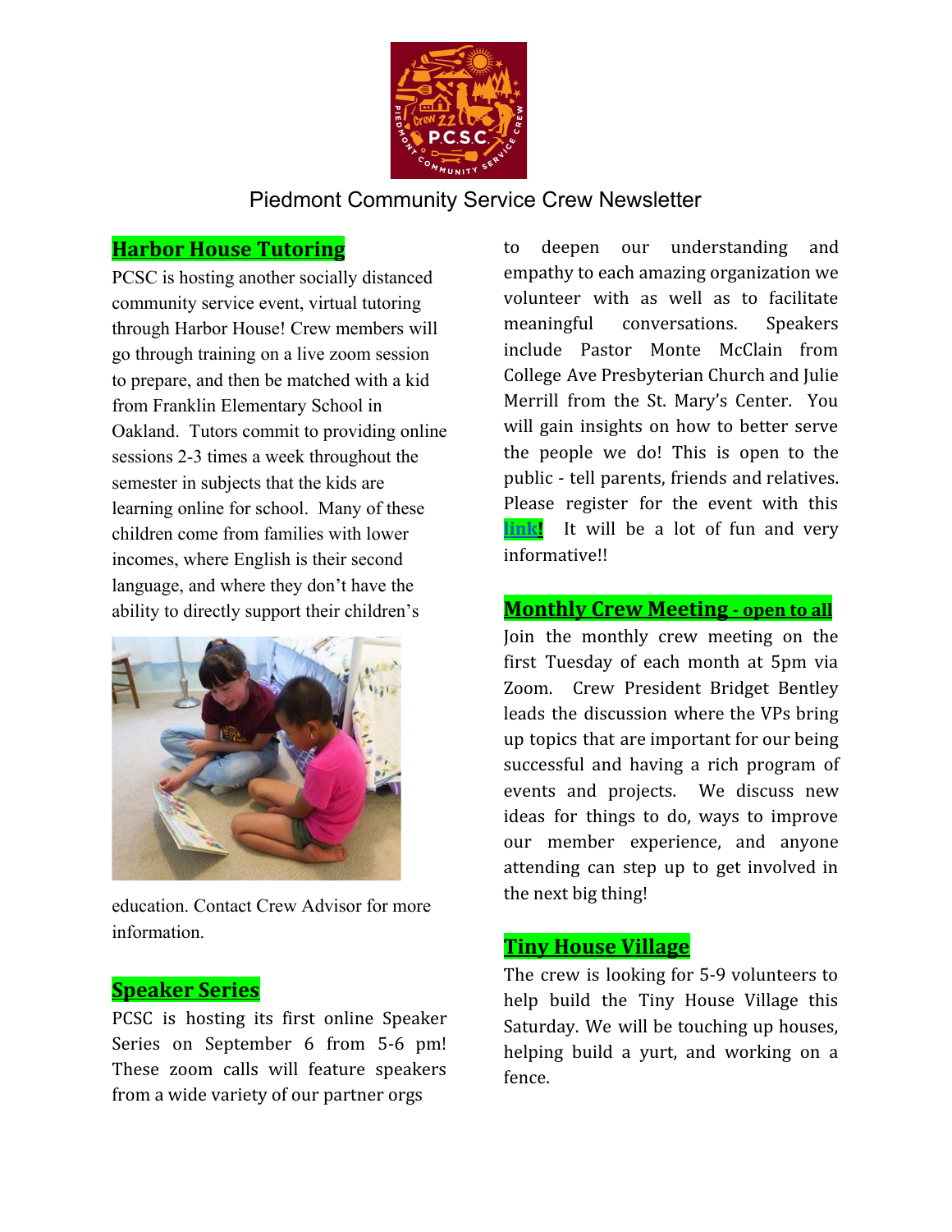Piedmont Community Service Crew Newsletter

## Harbor House Tutoring

PCSC is hosting another socially distanced community service event, virtual tutoring through Harbor House! Crew members will go through training on a live zoom session to prepare, and then be matched with a kid from Franklin Elementary School in Oakland. Tutors commit to providing online sessions 2-3 times a week throughout the semester in subjects that the kids are learning online for school. Many of these children come from families with lower incomes, where English is their second language, and where they don't have the ability to directly support their children's education. Contact Crew Advisor for more information.

## Speaker Series

PCSC is hosting its first online Speaker Series on September 6 from 5-6 pm! These zoom calls will feature speakers from a wide variety of our partner orgs to deepen our understanding and empathy to each amazing organization we volunteer with as well as to facilitate meaningful conversations. Speakers include Pastor Monte McClain from College Ave Presbyterian Church and Julie Merrill from the St. Mary's Center. You will gain insights on how to better serve the people we do! This is open to the public - tell parents, friends and relatives. Please register for the event with this **link!** It will be a lot of fun and very informative!!

## Monthly Crew Meeting - open to all

Join the monthly crew meeting on the first Tuesday of each month at 5pm via Zoom. Crew President Bridget Bentley leads the discussion where the VPs bring up topics that are important for our being successful and having a rich program of events and projects. We discuss new ideas for things to do, ways to improve our member experience, and anyone attending can step up to get involved in the next big thing!

## Tiny House Village

The crew is looking for 5-9 volunteers to help build the Tiny House Village this Saturday. We will be touching up houses, helping build a yurt, and working on a fence.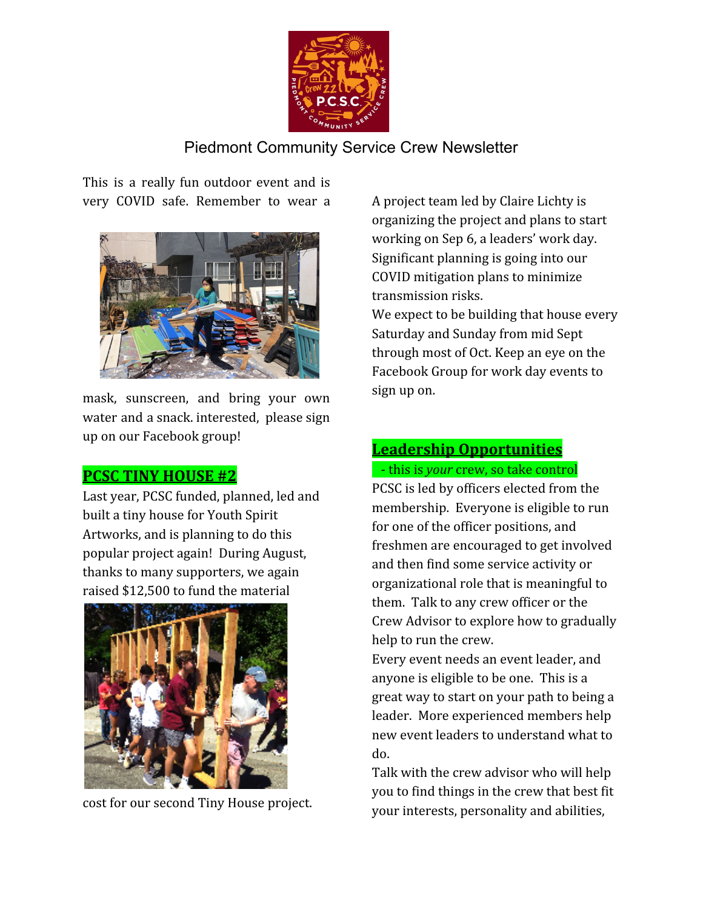Piedmont Community Service Crew Newsletter

This is a really fun outdoor event and is very COVID safe. Remember to wear a mask, sunscreen, and bring your own water and a snack. interested, please sign up on our Facebook group!

## PCSC TINY HOUSE #2

Last year, PCSC funded, planned, led and built a tiny house for Youth Spirit Artworks, and is planning to do this popular project again! During August, thanks to many supporters, we again raised $12,500 to fund the material cost for our second Tiny House project.

A project team led by Claire Lichty is organizing the project and plans to start working on Sep 6, a leaders' work day. Significant planning is going into our COVID mitigation plans to minimize transmission risks.

We expect to be building that house every Saturday and Sunday from mid Sept through most of Oct. Keep an eye on the Facebook Group for work day events to sign up on.

## Leadership Opportunities

- this is *your* crew, so take control

PCSC is led by officers elected from the membership. Everyone is eligible to run for one of the officer positions, and freshmen are encouraged to get involved and then find some service activity or organizational role that is meaningful to them. Talk to any crew officer or the Crew Advisor to explore how to gradually help to run the crew.

Every event needs an event leader, and anyone is eligible to be one. This is a great way to start on your path to being a leader. More experienced members help new event leaders to understand what to do.

Talk with the crew advisor who will help you to find things in the crew that best fit your interests, personality and abilities,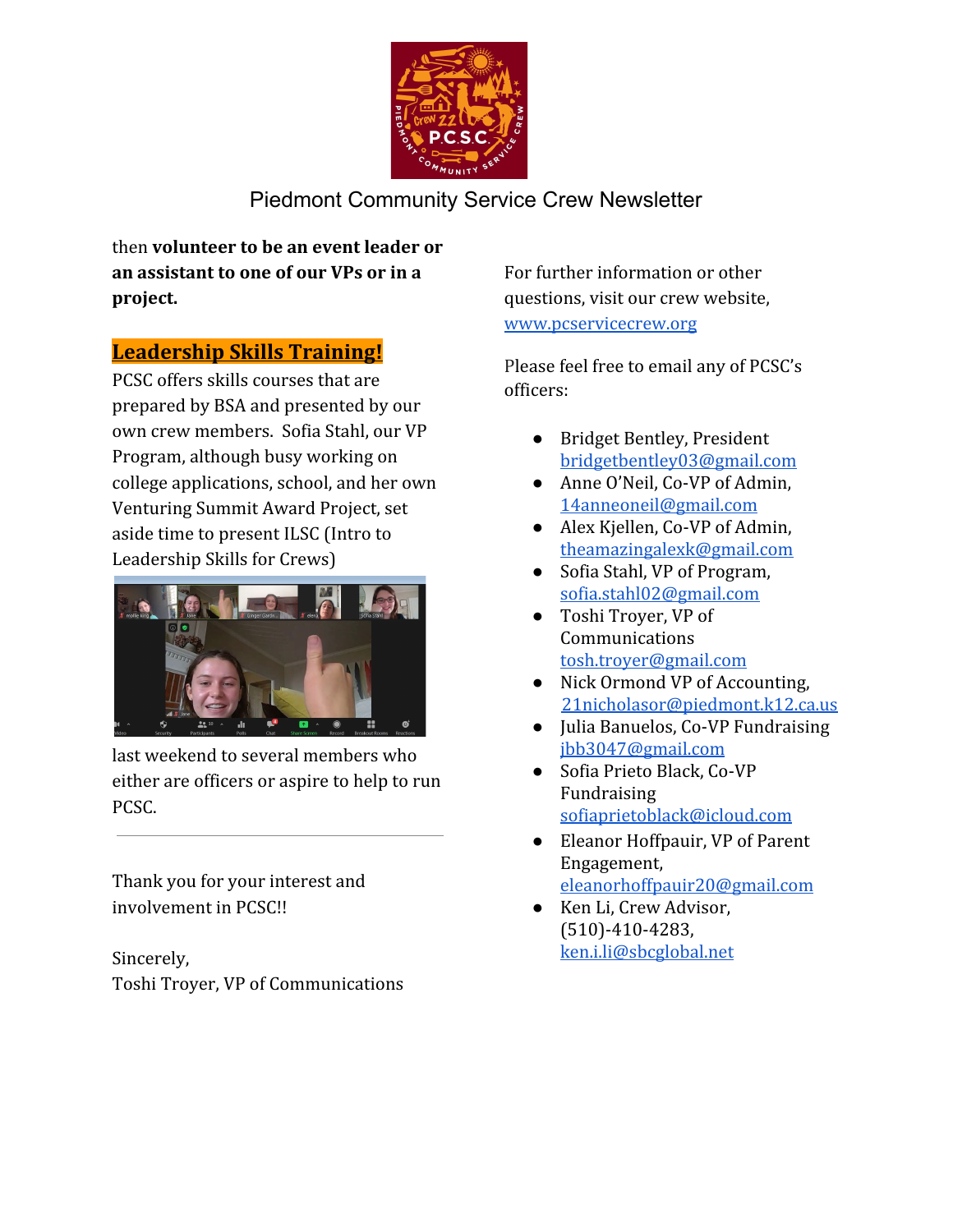then **volunteer to be an event leader or an assistant to one of our VPs or in a project.**

## Leadership Skills Training!

PCSC offers skills courses that are prepared by BSA and presented by our own crew members. Sofia Stahl, our VP Program, although busy working on college applications, school, and her own Venturing Summit Award Project, set aside time to present ILSC (Intro to Leadership Skills for Crews) last weekend to several members who either are officers or aspire to help to run PCSC.

---

Thank you for your interest and involvement in PCSC!!

Sincerely,
Toshi Troyer, VP of Communications

For further information or other questions, visit our crew website, www.pcservicecrew.org

Please feel free to email any of PCSC's officers:

- Bridget Bentley, President bridgetbentley03@gmail.com
- Anne O'Neil, Co-VP of Admin, 14anneoneil@gmail.com
- Alex Kjellen, Co-VP of Admin, theamazingalexk@gmail.com
- Sofia Stahl, VP of Program, sofia.stahl02@gmail.com
- Toshi Troyer, VP of Communications tosh.troyer@gmail.com
- Nick Ormond VP of Accounting, 21nicholasor@piedmont.k12.ca.us
- Julia Banuelos, Co-VP Fundraising jbb3047@gmail.com
- Sofia Prieto Black, Co-VP Fundraising sofiaprietoblack@icloud.com
- Eleanor Hoffpauir, VP of Parent Engagement, eleanorhoffpauir20@gmail.com
- Ken Li, Crew Advisor, (510)-410-4283, ken.i.li@sbcglobal.net